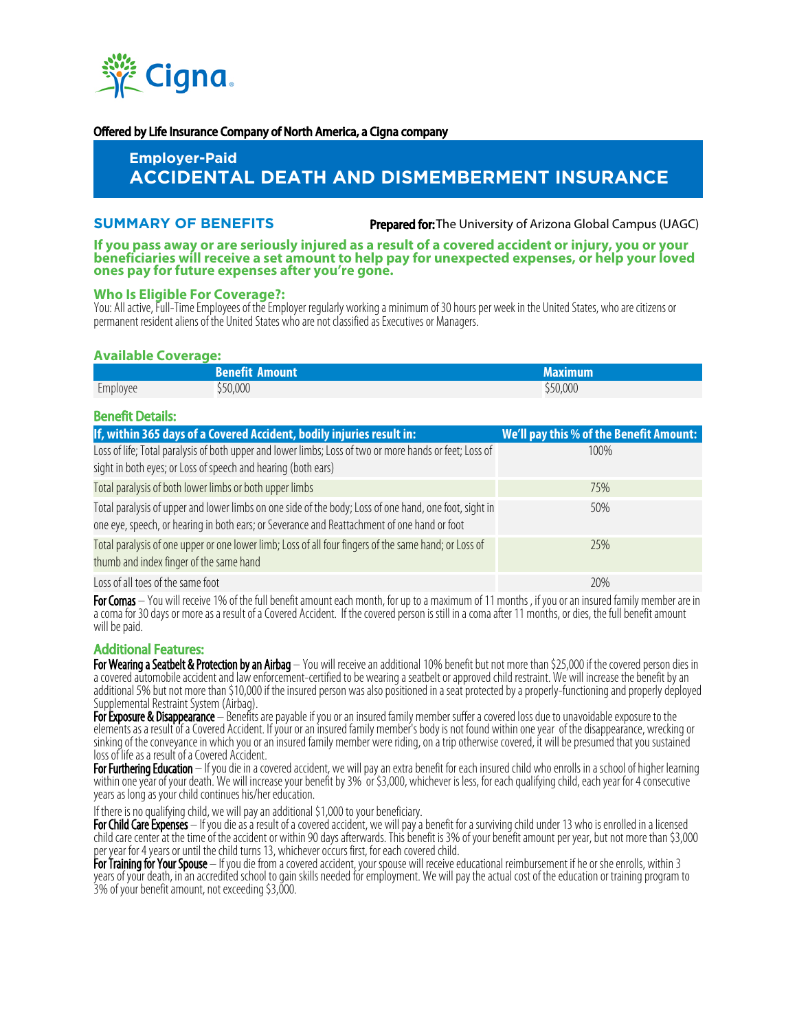Offered by Life Insurance Company of North America, a Cigna company

# Employer-Paid
# ACCIDENTAL DEATH AND DISMEMBERMENT INSURANCE

## SUMMARY OF BENEFITS

**Prepared for:** The University of Arizona Global Campus (UAGC)

**If you pass away or are seriously injured as a result of a covered accident or injury, you or your beneficiaries will receive a set amount to help pay for unexpected expenses, or help your loved ones pay for future expenses after you're gone.**

### Who Is Eligible For Coverage?:

You: All active, Full-Time Employees of the Employer regularly working a minimum of 30 hours per week in the United States, who are citizens or permanent resident aliens of the United States who are not classified as Executives or Managers.

### Available Coverage:

| | Benefit Amount | Maximum |
|---|---|---|
| Employee | $50,000 | $50,000 |

### Benefit Details:

| If, within 365 days of a Covered Accident, bodily injuries result in: | We'll pay this % of the Benefit Amount: |
|---|---|
| Loss of life; Total paralysis of both upper and lower limbs; Loss of two or more hands or feet; Loss of sight in both eyes; or Loss of speech and hearing (both ears) | 100% |
| Total paralysis of both lower limbs or both upper limbs | 75% |
| Total paralysis of upper and lower limbs on one side of the body; Loss of one hand, one foot, sight in one eye, speech, or hearing in both ears; or Severance and Reattachment of one hand or foot | 50% |
| Total paralysis of one upper or one lower limb; Loss of all four fingers of the same hand; or Loss of thumb and index finger of the same hand | 25% |
| Loss of all toes of the same foot | 20% |

**For Comas** – You will receive 1% of the full benefit amount each month, for up to a maximum of 11 months , if you or an insured family member are in a coma for 30 days or more as a result of a Covered Accident. If the covered person is still in a coma after 11 months, or dies, the full benefit amount will be paid.

### Additional Features:

**For Wearing a Seatbelt & Protection by an Airbag** – You will receive an additional 10% benefit but not more than $25,000 if the covered person dies in a covered automobile accident and law enforcement-certified to be wearing a seatbelt or approved child restraint. We will increase the benefit by an additional 5% but not more than $10,000 if the insured person was also positioned in a seat protected by a properly-functioning and properly deployed Supplemental Restraint System (Airbag).

**For Exposure & Disappearance** – Benefits are payable if you or an insured family member suffer a covered loss due to unavoidable exposure to the elements as a result of a Covered Accident. If your or an insured family member's body is not found within one year of the disappearance, wrecking or sinking of the conveyance in which you or an insured family member were riding, on a trip otherwise covered, it will be presumed that you sustained loss of life as a result of a Covered Accident.

**For Furthering Education** – If you die in a covered accident, we will pay an extra benefit for each insured child who enrolls in a school of higher learning within one year of your death. We will increase your benefit by 3% or $3,000, whichever is less, for each qualifying child, each year for 4 consecutive years as long as your child continues his/her education.

If there is no qualifying child, we will pay an additional $1,000 to your beneficiary.

**For Child Care Expenses** – If you die as a result of a covered accident, we will pay a benefit for a surviving child under 13 who is enrolled in a licensed child care center at the time of the accident or within 90 days afterwards. This benefit is 3% of your benefit amount per year, but not more than $3,000 per year for 4 years or until the child turns 13, whichever occurs first, for each covered child.

**For Training for Your Spouse** – If you die from a covered accident, your spouse will receive educational reimbursement if he or she enrolls, within 3 years of your death, in an accredited school to gain skills needed for employment. We will pay the actual cost of the education or training program to 3% of your benefit amount, not exceeding $3,000.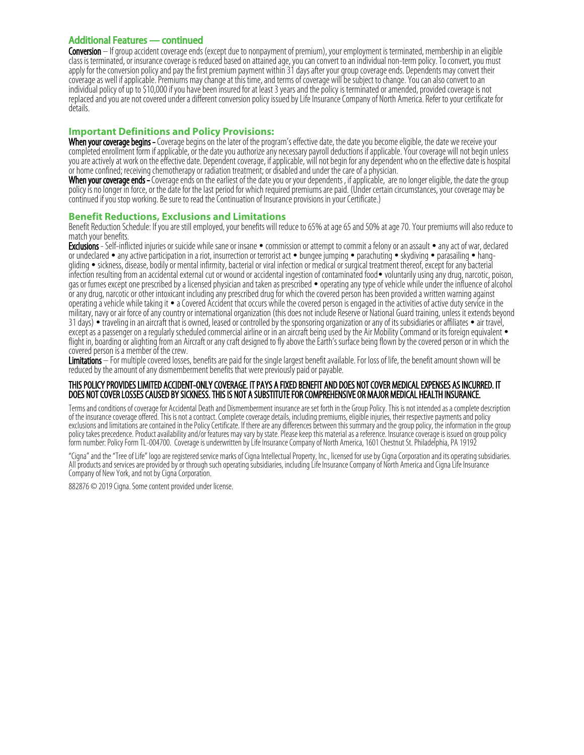## Additional Features — continued

**Conversion** – If group accident coverage ends (except due to nonpayment of premium), your employment is terminated, membership in an eligible class is terminated, or insurance coverage is reduced based on attained age, you can convert to an individual non-term policy. To convert, you must apply for the conversion policy and pay the first premium payment within 31 days after your group coverage ends. Dependents may convert their coverage as well if applicable. Premiums may change at this time, and terms of coverage will be subject to change. You can also convert to an individual policy of up to $10,000 if you have been insured for at least 3 years and the policy is terminated or amended, provided coverage is not replaced and you are not covered under a different conversion policy issued by Life Insurance Company of North America. Refer to your certificate for details.

## Important Definitions and Policy Provisions:

**When your coverage begins -** Coverage begins on the later of the program's effective date, the date you become eligible, the date we receive your completed enrollment form if applicable, or the date you authorize any necessary payroll deductions if applicable. Your coverage will not begin unless you are actively at work on the effective date. Dependent coverage, if applicable, will not begin for any dependent who on the effective date is hospital or home confined; receiving chemotherapy or radiation treatment; or disabled and under the care of a physician.

**When your coverage ends -** Coverage ends on the earliest of the date you or your dependents , if applicable, are no longer eligible, the date the group policy is no longer in force, or the date for the last period for which required premiums are paid. (Under certain circumstances, your coverage may be continued if you stop working. Be sure to read the Continuation of Insurance provisions in your Certificate.)

## Benefit Reductions, Exclusions and Limitations

Benefit Reduction Schedule: If you are still employed, your benefits will reduce to 65% at age 65 and 50% at age 70. Your premiums will also reduce to match your benefits.

**Exclusions** - Self-inflicted injuries or suicide while sane or insane • commission or attempt to commit a felony or an assault • any act of war, declared or undeclared • any active participation in a riot, insurrection or terrorist act • bungee jumping • parachuting • skydiving • parasailing • hang-gliding • sickness, disease, bodily or mental infirmity, bacterial or viral infection or medical or surgical treatment thereof, except for any bacterial infection resulting from an accidental external cut or wound or accidental ingestion of contaminated food• voluntarily using any drug, narcotic, poison, gas or fumes except one prescribed by a licensed physician and taken as prescribed • operating any type of vehicle while under the influence of alcohol or any drug, narcotic or other intoxicant including any prescribed drug for which the covered person has been provided a written warning against operating a vehicle while taking it • a Covered Accident that occurs while the covered person is engaged in the activities of active duty service in the military, navy or air force of any country or international organization (this does not include Reserve or National Guard training, unless it extends beyond 31 days) • traveling in an aircraft that is owned, leased or controlled by the sponsoring organization or any of its subsidiaries or affiliates • air travel, except as a passenger on a regularly scheduled commercial airline or in an aircraft being used by the Air Mobility Command or its foreign equivalent • flight in, boarding or alighting from an Aircraft or any craft designed to fly above the Earth's surface being flown by the covered person or in which the covered person is a member of the crew.

**Limitations** – For multiple covered losses, benefits are paid for the single largest benefit available. For loss of life, the benefit amount shown will be reduced by the amount of any dismemberment benefits that were previously paid or payable.

**THIS POLICY PROVIDES LIMITED ACCIDENT-ONLY COVERAGE. IT PAYS A FIXED BENEFIT AND DOES NOT COVER MEDICAL EXPENSES AS INCURRED. IT DOES NOT COVER LOSSES CAUSED BY SICKNESS. THIS IS NOT A SUBSTITUTE FOR COMPREHENSIVE OR MAJOR MEDICAL HEALTH INSURANCE.**

Terms and conditions of coverage for Accidental Death and Dismemberment insurance are set forth in the Group Policy. This is not intended as a complete description of the insurance coverage offered. This is not a contract. Complete coverage details, including premiums, eligible injuries, their respective payments and policy exclusions and limitations are contained in the Policy Certificate. If there are any differences between this summary and the group policy, the information in the group policy takes precedence. Product availability and/or features may vary by state. Please keep this material as a reference. Insurance coverage is issued on group policy form number: Policy Form TL-004700. Coverage is underwritten by Life Insurance Company of North America, 1601 Chestnut St. Philadelphia, PA 19192

"Cigna" and the "Tree of Life" logo are registered service marks of Cigna Intellectual Property, Inc., licensed for use by Cigna Corporation and its operating subsidiaries. All products and services are provided by or through such operating subsidiaries, including Life Insurance Company of North America and Cigna Life Insurance Company of New York, and not by Cigna Corporation.

882876 © 2019 Cigna. Some content provided under license.